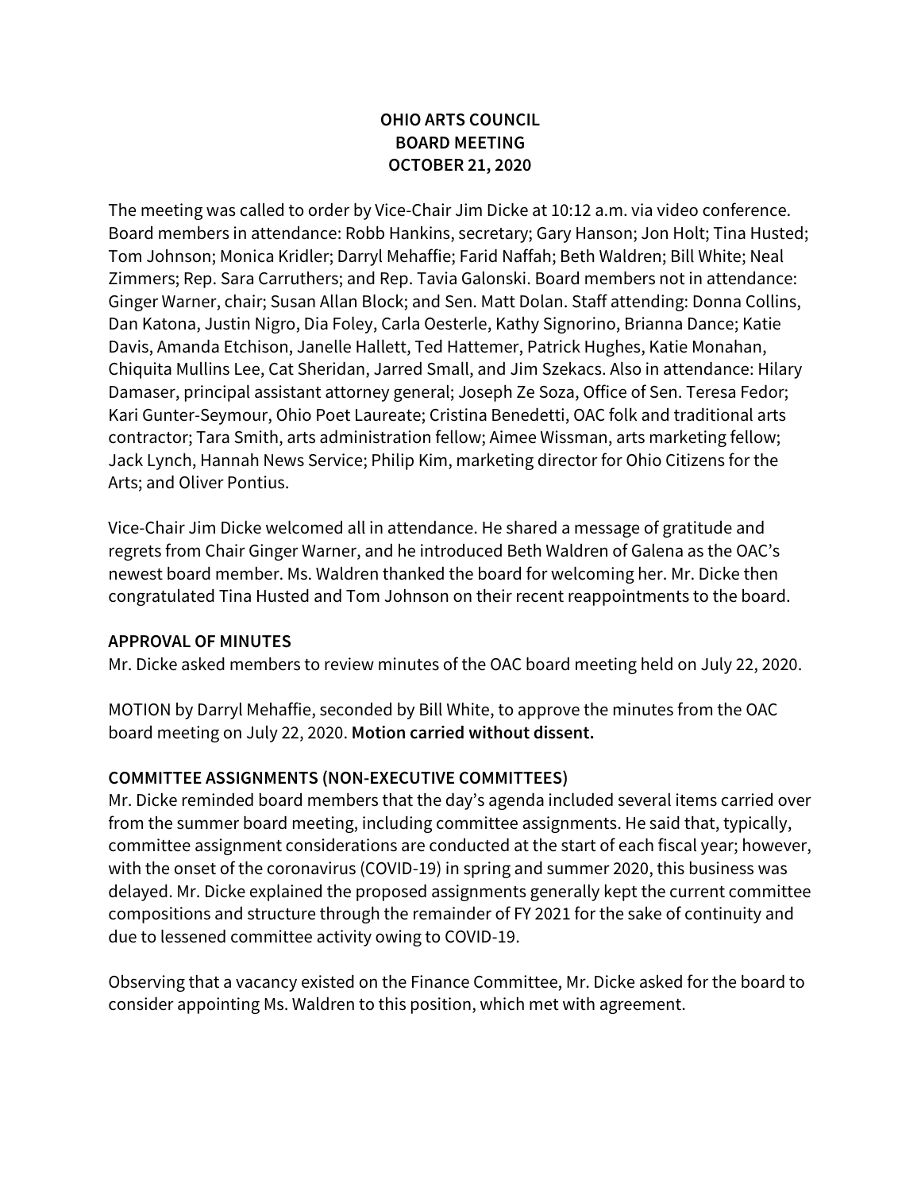# OHIO ARTS COUNCIL
# BOARD MEETING
# OCTOBER 21, 2020

The meeting was called to order by Vice-Chair Jim Dicke at 10:12 a.m. via video conference. Board members in attendance: Robb Hankins, secretary; Gary Hanson; Jon Holt; Tina Husted; Tom Johnson; Monica Kridler; Darryl Mehaffie; Farid Naffah; Beth Waldren; Bill White; Neal Zimmers; Rep. Sara Carruthers; and Rep. Tavia Galonski. Board members not in attendance: Ginger Warner, chair; Susan Allan Block; and Sen. Matt Dolan. Staff attending: Donna Collins, Dan Katona, Justin Nigro, Dia Foley, Carla Oesterle, Kathy Signorino, Brianna Dance; Katie Davis, Amanda Etchison, Janelle Hallett, Ted Hattemer, Patrick Hughes, Katie Monahan, Chiquita Mullins Lee, Cat Sheridan, Jarred Small, and Jim Szekacs. Also in attendance: Hilary Damaser, principal assistant attorney general; Joseph Ze Soza, Office of Sen. Teresa Fedor; Kari Gunter-Seymour, Ohio Poet Laureate; Cristina Benedetti, OAC folk and traditional arts contractor; Tara Smith, arts administration fellow; Aimee Wissman, arts marketing fellow; Jack Lynch, Hannah News Service; Philip Kim, marketing director for Ohio Citizens for the Arts; and Oliver Pontius.

Vice-Chair Jim Dicke welcomed all in attendance. He shared a message of gratitude and regrets from Chair Ginger Warner, and he introduced Beth Waldren of Galena as the OAC's newest board member. Ms. Waldren thanked the board for welcoming her. Mr. Dicke then congratulated Tina Husted and Tom Johnson on their recent reappointments to the board.

**APPROVAL OF MINUTES**

Mr. Dicke asked members to review minutes of the OAC board meeting held on July 22, 2020.

MOTION by Darryl Mehaffie, seconded by Bill White, to approve the minutes from the OAC board meeting on July 22, 2020. **Motion carried without dissent.**

**COMMITTEE ASSIGNMENTS (NON-EXECUTIVE COMMITTEES)**

Mr. Dicke reminded board members that the day's agenda included several items carried over from the summer board meeting, including committee assignments. He said that, typically, committee assignment considerations are conducted at the start of each fiscal year; however, with the onset of the coronavirus (COVID-19) in spring and summer 2020, this business was delayed. Mr. Dicke explained the proposed assignments generally kept the current committee compositions and structure through the remainder of FY 2021 for the sake of continuity and due to lessened committee activity owing to COVID-19.

Observing that a vacancy existed on the Finance Committee, Mr. Dicke asked for the board to consider appointing Ms. Waldren to this position, which met with agreement.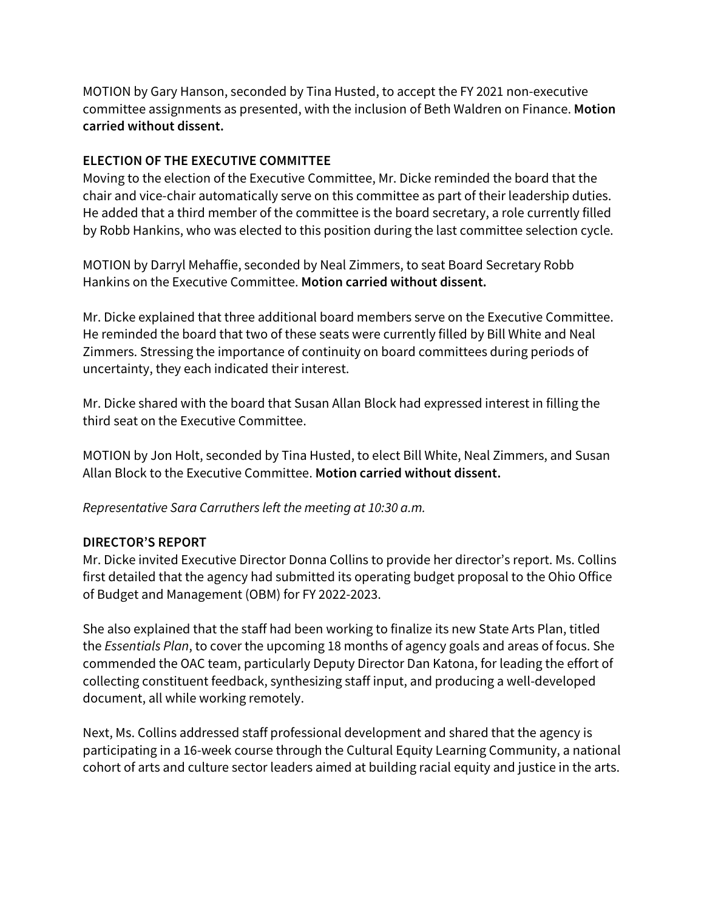MOTION by Gary Hanson, seconded by Tina Husted, to accept the FY 2021 non-executive committee assignments as presented, with the inclusion of Beth Waldren on Finance. **Motion carried without dissent.**

**ELECTION OF THE EXECUTIVE COMMITTEE**

Moving to the election of the Executive Committee, Mr. Dicke reminded the board that the chair and vice-chair automatically serve on this committee as part of their leadership duties. He added that a third member of the committee is the board secretary, a role currently filled by Robb Hankins, who was elected to this position during the last committee selection cycle.

MOTION by Darryl Mehaffie, seconded by Neal Zimmers, to seat Board Secretary Robb Hankins on the Executive Committee. **Motion carried without dissent.**

Mr. Dicke explained that three additional board members serve on the Executive Committee. He reminded the board that two of these seats were currently filled by Bill White and Neal Zimmers. Stressing the importance of continuity on board committees during periods of uncertainty, they each indicated their interest.

Mr. Dicke shared with the board that Susan Allan Block had expressed interest in filling the third seat on the Executive Committee.

MOTION by Jon Holt, seconded by Tina Husted, to elect Bill White, Neal Zimmers, and Susan Allan Block to the Executive Committee. **Motion carried without dissent.**

*Representative Sara Carruthers left the meeting at 10:30 a.m.*

**DIRECTOR'S REPORT**

Mr. Dicke invited Executive Director Donna Collins to provide her director's report. Ms. Collins first detailed that the agency had submitted its operating budget proposal to the Ohio Office of Budget and Management (OBM) for FY 2022-2023.

She also explained that the staff had been working to finalize its new State Arts Plan, titled the *Essentials Plan*, to cover the upcoming 18 months of agency goals and areas of focus. She commended the OAC team, particularly Deputy Director Dan Katona, for leading the effort of collecting constituent feedback, synthesizing staff input, and producing a well-developed document, all while working remotely.

Next, Ms. Collins addressed staff professional development and shared that the agency is participating in a 16-week course through the Cultural Equity Learning Community, a national cohort of arts and culture sector leaders aimed at building racial equity and justice in the arts.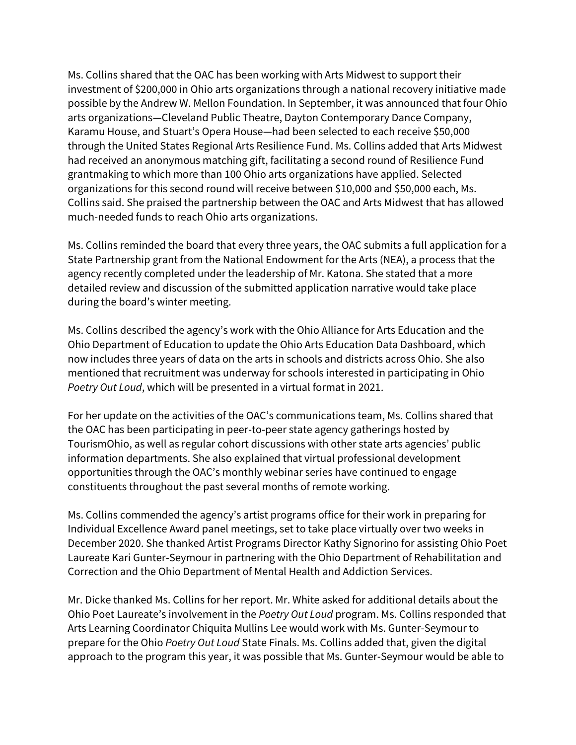Ms. Collins shared that the OAC has been working with Arts Midwest to support their investment of $200,000 in Ohio arts organizations through a national recovery initiative made possible by the Andrew W. Mellon Foundation. In September, it was announced that four Ohio arts organizations—Cleveland Public Theatre, Dayton Contemporary Dance Company, Karamu House, and Stuart's Opera House—had been selected to each receive $50,000 through the United States Regional Arts Resilience Fund. Ms. Collins added that Arts Midwest had received an anonymous matching gift, facilitating a second round of Resilience Fund grantmaking to which more than 100 Ohio arts organizations have applied. Selected organizations for this second round will receive between $10,000 and $50,000 each, Ms. Collins said. She praised the partnership between the OAC and Arts Midwest that has allowed much-needed funds to reach Ohio arts organizations.

Ms. Collins reminded the board that every three years, the OAC submits a full application for a State Partnership grant from the National Endowment for the Arts (NEA), a process that the agency recently completed under the leadership of Mr. Katona. She stated that a more detailed review and discussion of the submitted application narrative would take place during the board's winter meeting.

Ms. Collins described the agency's work with the Ohio Alliance for Arts Education and the Ohio Department of Education to update the Ohio Arts Education Data Dashboard, which now includes three years of data on the arts in schools and districts across Ohio. She also mentioned that recruitment was underway for schools interested in participating in Ohio *Poetry Out Loud*, which will be presented in a virtual format in 2021.

For her update on the activities of the OAC's communications team, Ms. Collins shared that the OAC has been participating in peer-to-peer state agency gatherings hosted by TourismOhio, as well as regular cohort discussions with other state arts agencies' public information departments. She also explained that virtual professional development opportunities through the OAC's monthly webinar series have continued to engage constituents throughout the past several months of remote working.

Ms. Collins commended the agency's artist programs office for their work in preparing for Individual Excellence Award panel meetings, set to take place virtually over two weeks in December 2020. She thanked Artist Programs Director Kathy Signorino for assisting Ohio Poet Laureate Kari Gunter-Seymour in partnering with the Ohio Department of Rehabilitation and Correction and the Ohio Department of Mental Health and Addiction Services.

Mr. Dicke thanked Ms. Collins for her report. Mr. White asked for additional details about the Ohio Poet Laureate's involvement in the *Poetry Out Loud* program. Ms. Collins responded that Arts Learning Coordinator Chiquita Mullins Lee would work with Ms. Gunter-Seymour to prepare for the Ohio *Poetry Out Loud* State Finals. Ms. Collins added that, given the digital approach to the program this year, it was possible that Ms. Gunter-Seymour would be able to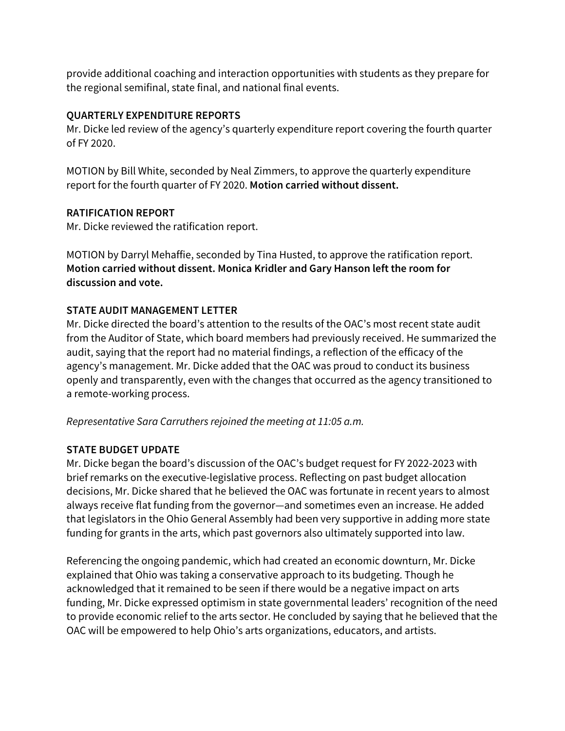provide additional coaching and interaction opportunities with students as they prepare for the regional semifinal, state final, and national final events.

**QUARTERLY EXPENDITURE REPORTS**
Mr. Dicke led review of the agency's quarterly expenditure report covering the fourth quarter of FY 2020.

MOTION by Bill White, seconded by Neal Zimmers, to approve the quarterly expenditure report for the fourth quarter of FY 2020. **Motion carried without dissent.**

**RATIFICATION REPORT**
Mr. Dicke reviewed the ratification report.

MOTION by Darryl Mehaffie, seconded by Tina Husted, to approve the ratification report. **Motion carried without dissent. Monica Kridler and Gary Hanson left the room for discussion and vote.**

**STATE AUDIT MANAGEMENT LETTER**
Mr. Dicke directed the board's attention to the results of the OAC's most recent state audit from the Auditor of State, which board members had previously received. He summarized the audit, saying that the report had no material findings, a reflection of the efficacy of the agency's management. Mr. Dicke added that the OAC was proud to conduct its business openly and transparently, even with the changes that occurred as the agency transitioned to a remote-working process.

*Representative Sara Carruthers rejoined the meeting at 11:05 a.m.*

**STATE BUDGET UPDATE**
Mr. Dicke began the board's discussion of the OAC's budget request for FY 2022-2023 with brief remarks on the executive-legislative process. Reflecting on past budget allocation decisions, Mr. Dicke shared that he believed the OAC was fortunate in recent years to almost always receive flat funding from the governor—and sometimes even an increase. He added that legislators in the Ohio General Assembly had been very supportive in adding more state funding for grants in the arts, which past governors also ultimately supported into law.

Referencing the ongoing pandemic, which had created an economic downturn, Mr. Dicke explained that Ohio was taking a conservative approach to its budgeting. Though he acknowledged that it remained to be seen if there would be a negative impact on arts funding, Mr. Dicke expressed optimism in state governmental leaders' recognition of the need to provide economic relief to the arts sector. He concluded by saying that he believed that the OAC will be empowered to help Ohio's arts organizations, educators, and artists.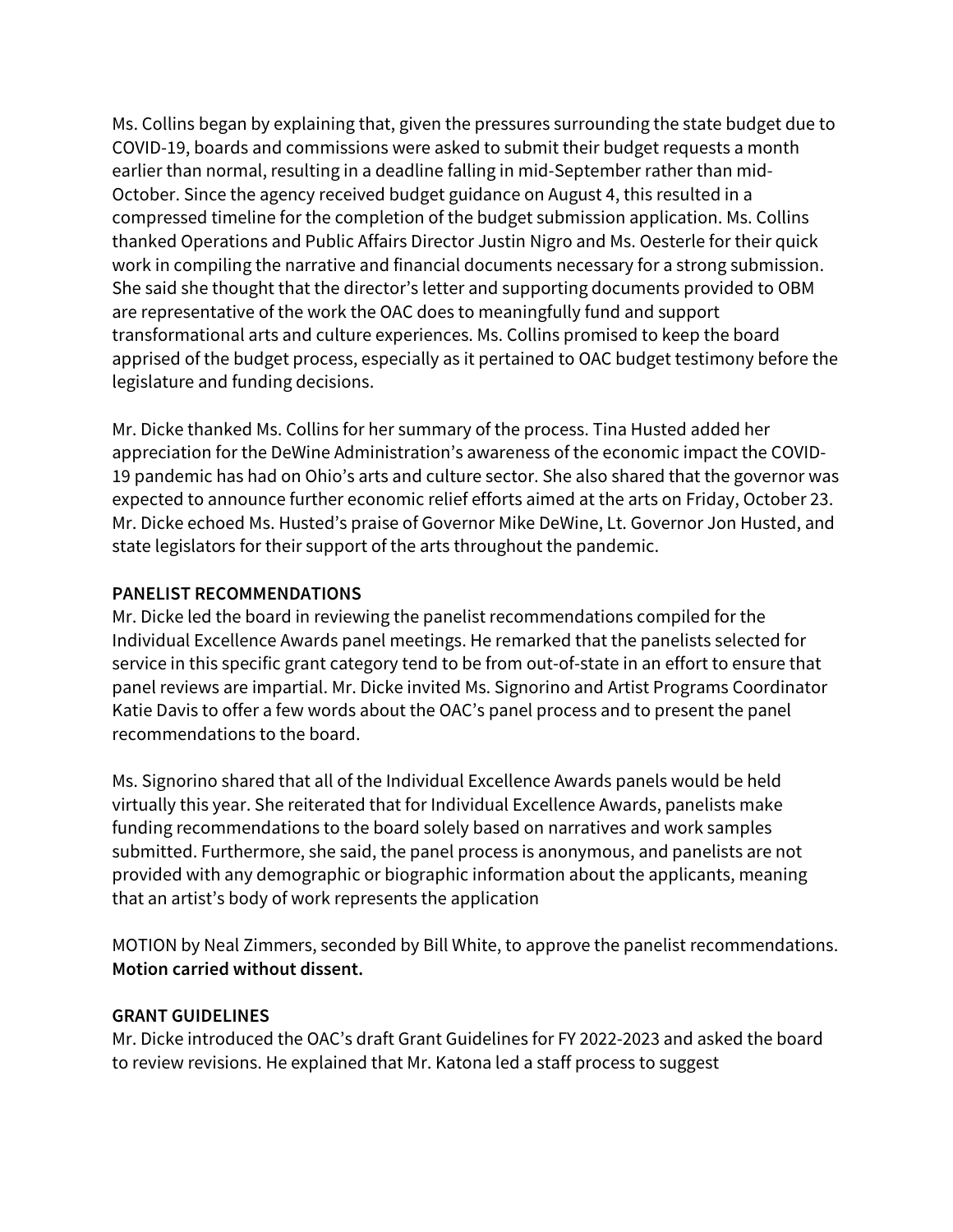Ms. Collins began by explaining that, given the pressures surrounding the state budget due to COVID-19, boards and commissions were asked to submit their budget requests a month earlier than normal, resulting in a deadline falling in mid-September rather than mid-October. Since the agency received budget guidance on August 4, this resulted in a compressed timeline for the completion of the budget submission application. Ms. Collins thanked Operations and Public Affairs Director Justin Nigro and Ms. Oesterle for their quick work in compiling the narrative and financial documents necessary for a strong submission. She said she thought that the director's letter and supporting documents provided to OBM are representative of the work the OAC does to meaningfully fund and support transformational arts and culture experiences. Ms. Collins promised to keep the board apprised of the budget process, especially as it pertained to OAC budget testimony before the legislature and funding decisions.

Mr. Dicke thanked Ms. Collins for her summary of the process. Tina Husted added her appreciation for the DeWine Administration's awareness of the economic impact the COVID-19 pandemic has had on Ohio's arts and culture sector. She also shared that the governor was expected to announce further economic relief efforts aimed at the arts on Friday, October 23. Mr. Dicke echoed Ms. Husted's praise of Governor Mike DeWine, Lt. Governor Jon Husted, and state legislators for their support of the arts throughout the pandemic.

**PANELIST RECOMMENDATIONS**

Mr. Dicke led the board in reviewing the panelist recommendations compiled for the Individual Excellence Awards panel meetings. He remarked that the panelists selected for service in this specific grant category tend to be from out-of-state in an effort to ensure that panel reviews are impartial. Mr. Dicke invited Ms. Signorino and Artist Programs Coordinator Katie Davis to offer a few words about the OAC's panel process and to present the panel recommendations to the board.

Ms. Signorino shared that all of the Individual Excellence Awards panels would be held virtually this year. She reiterated that for Individual Excellence Awards, panelists make funding recommendations to the board solely based on narratives and work samples submitted. Furthermore, she said, the panel process is anonymous, and panelists are not provided with any demographic or biographic information about the applicants, meaning that an artist's body of work represents the application

MOTION by Neal Zimmers, seconded by Bill White, to approve the panelist recommendations. **Motion carried without dissent.**

**GRANT GUIDELINES**

Mr. Dicke introduced the OAC's draft Grant Guidelines for FY 2022-2023 and asked the board to review revisions. He explained that Mr. Katona led a staff process to suggest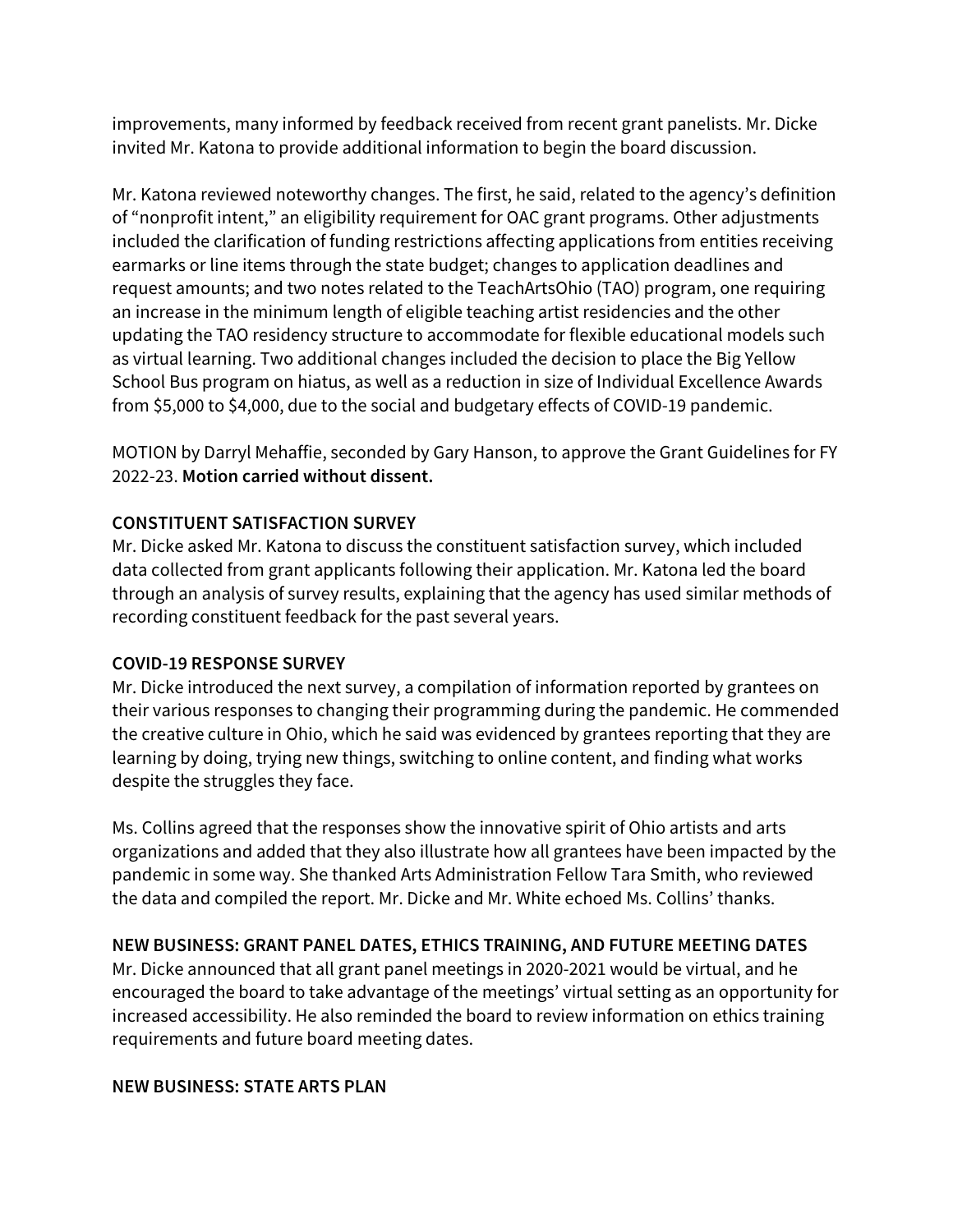improvements, many informed by feedback received from recent grant panelists. Mr. Dicke invited Mr. Katona to provide additional information to begin the board discussion.

Mr. Katona reviewed noteworthy changes. The first, he said, related to the agency's definition of "nonprofit intent," an eligibility requirement for OAC grant programs. Other adjustments included the clarification of funding restrictions affecting applications from entities receiving earmarks or line items through the state budget; changes to application deadlines and request amounts; and two notes related to the TeachArtsOhio (TAO) program, one requiring an increase in the minimum length of eligible teaching artist residencies and the other updating the TAO residency structure to accommodate for flexible educational models such as virtual learning. Two additional changes included the decision to place the Big Yellow School Bus program on hiatus, as well as a reduction in size of Individual Excellence Awards from $5,000 to $4,000, due to the social and budgetary effects of COVID-19 pandemic.

MOTION by Darryl Mehaffie, seconded by Gary Hanson, to approve the Grant Guidelines for FY 2022-23. **Motion carried without dissent.**

**CONSTITUENT SATISFACTION SURVEY**

Mr. Dicke asked Mr. Katona to discuss the constituent satisfaction survey, which included data collected from grant applicants following their application. Mr. Katona led the board through an analysis of survey results, explaining that the agency has used similar methods of recording constituent feedback for the past several years.

**COVID-19 RESPONSE SURVEY**

Mr. Dicke introduced the next survey, a compilation of information reported by grantees on their various responses to changing their programming during the pandemic. He commended the creative culture in Ohio, which he said was evidenced by grantees reporting that they are learning by doing, trying new things, switching to online content, and finding what works despite the struggles they face.

Ms. Collins agreed that the responses show the innovative spirit of Ohio artists and arts organizations and added that they also illustrate how all grantees have been impacted by the pandemic in some way. She thanked Arts Administration Fellow Tara Smith, who reviewed the data and compiled the report. Mr. Dicke and Mr. White echoed Ms. Collins' thanks.

**NEW BUSINESS: GRANT PANEL DATES, ETHICS TRAINING, AND FUTURE MEETING DATES**

Mr. Dicke announced that all grant panel meetings in 2020-2021 would be virtual, and he encouraged the board to take advantage of the meetings' virtual setting as an opportunity for increased accessibility. He also reminded the board to review information on ethics training requirements and future board meeting dates.

**NEW BUSINESS: STATE ARTS PLAN**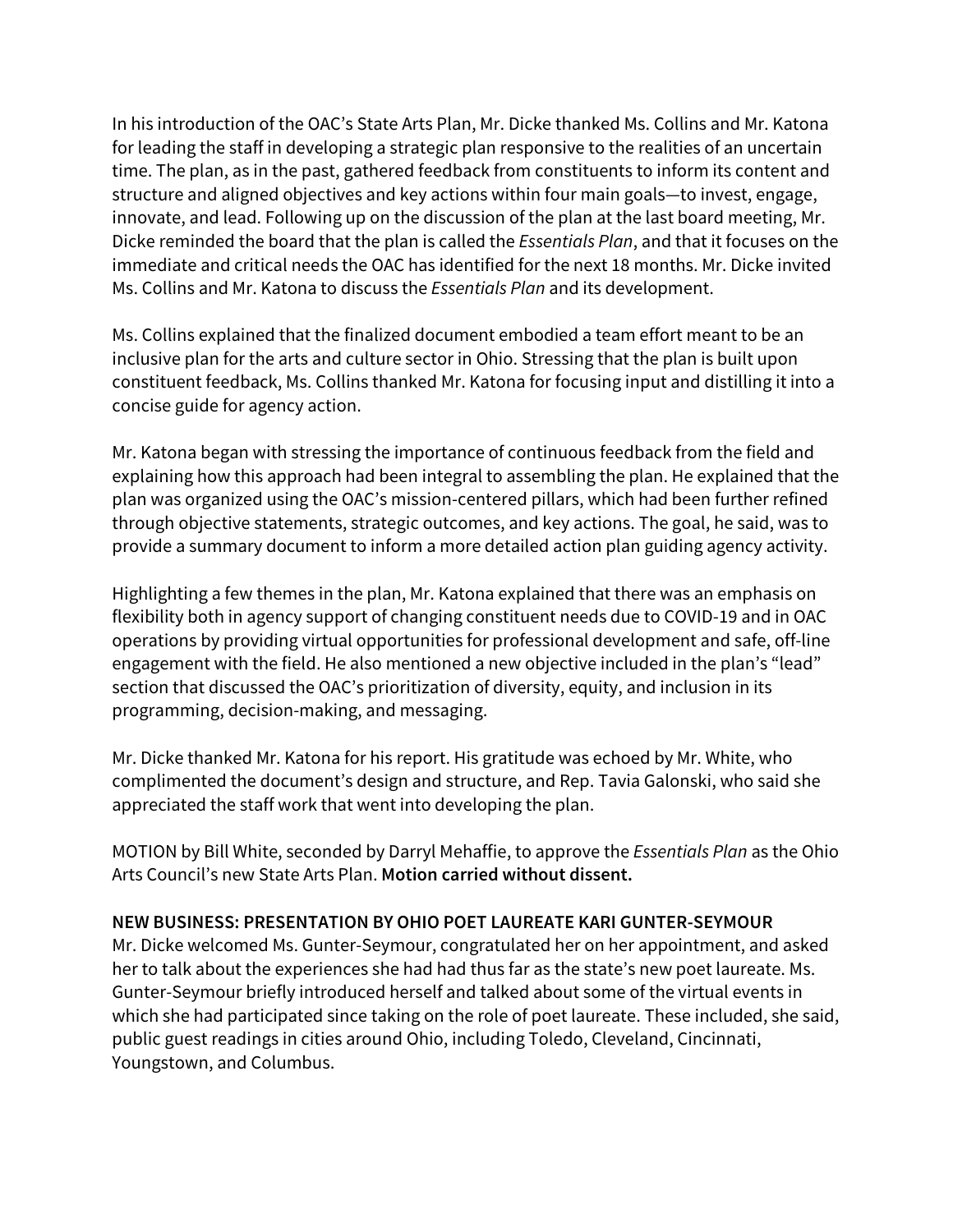In his introduction of the OAC's State Arts Plan, Mr. Dicke thanked Ms. Collins and Mr. Katona for leading the staff in developing a strategic plan responsive to the realities of an uncertain time. The plan, as in the past, gathered feedback from constituents to inform its content and structure and aligned objectives and key actions within four main goals—to invest, engage, innovate, and lead. Following up on the discussion of the plan at the last board meeting, Mr. Dicke reminded the board that the plan is called the *Essentials Plan*, and that it focuses on the immediate and critical needs the OAC has identified for the next 18 months. Mr. Dicke invited Ms. Collins and Mr. Katona to discuss the *Essentials Plan* and its development.

Ms. Collins explained that the finalized document embodied a team effort meant to be an inclusive plan for the arts and culture sector in Ohio. Stressing that the plan is built upon constituent feedback, Ms. Collins thanked Mr. Katona for focusing input and distilling it into a concise guide for agency action.

Mr. Katona began with stressing the importance of continuous feedback from the field and explaining how this approach had been integral to assembling the plan. He explained that the plan was organized using the OAC's mission-centered pillars, which had been further refined through objective statements, strategic outcomes, and key actions. The goal, he said, was to provide a summary document to inform a more detailed action plan guiding agency activity.

Highlighting a few themes in the plan, Mr. Katona explained that there was an emphasis on flexibility both in agency support of changing constituent needs due to COVID-19 and in OAC operations by providing virtual opportunities for professional development and safe, off-line engagement with the field. He also mentioned a new objective included in the plan's "lead" section that discussed the OAC's prioritization of diversity, equity, and inclusion in its programming, decision-making, and messaging.

Mr. Dicke thanked Mr. Katona for his report. His gratitude was echoed by Mr. White, who complimented the document's design and structure, and Rep. Tavia Galonski, who said she appreciated the staff work that went into developing the plan.

MOTION by Bill White, seconded by Darryl Mehaffie, to approve the *Essentials Plan* as the Ohio Arts Council's new State Arts Plan. **Motion carried without dissent.**

**NEW BUSINESS: PRESENTATION BY OHIO POET LAUREATE KARI GUNTER-SEYMOUR**

Mr. Dicke welcomed Ms. Gunter-Seymour, congratulated her on her appointment, and asked her to talk about the experiences she had had thus far as the state's new poet laureate. Ms. Gunter-Seymour briefly introduced herself and talked about some of the virtual events in which she had participated since taking on the role of poet laureate. These included, she said, public guest readings in cities around Ohio, including Toledo, Cleveland, Cincinnati, Youngstown, and Columbus.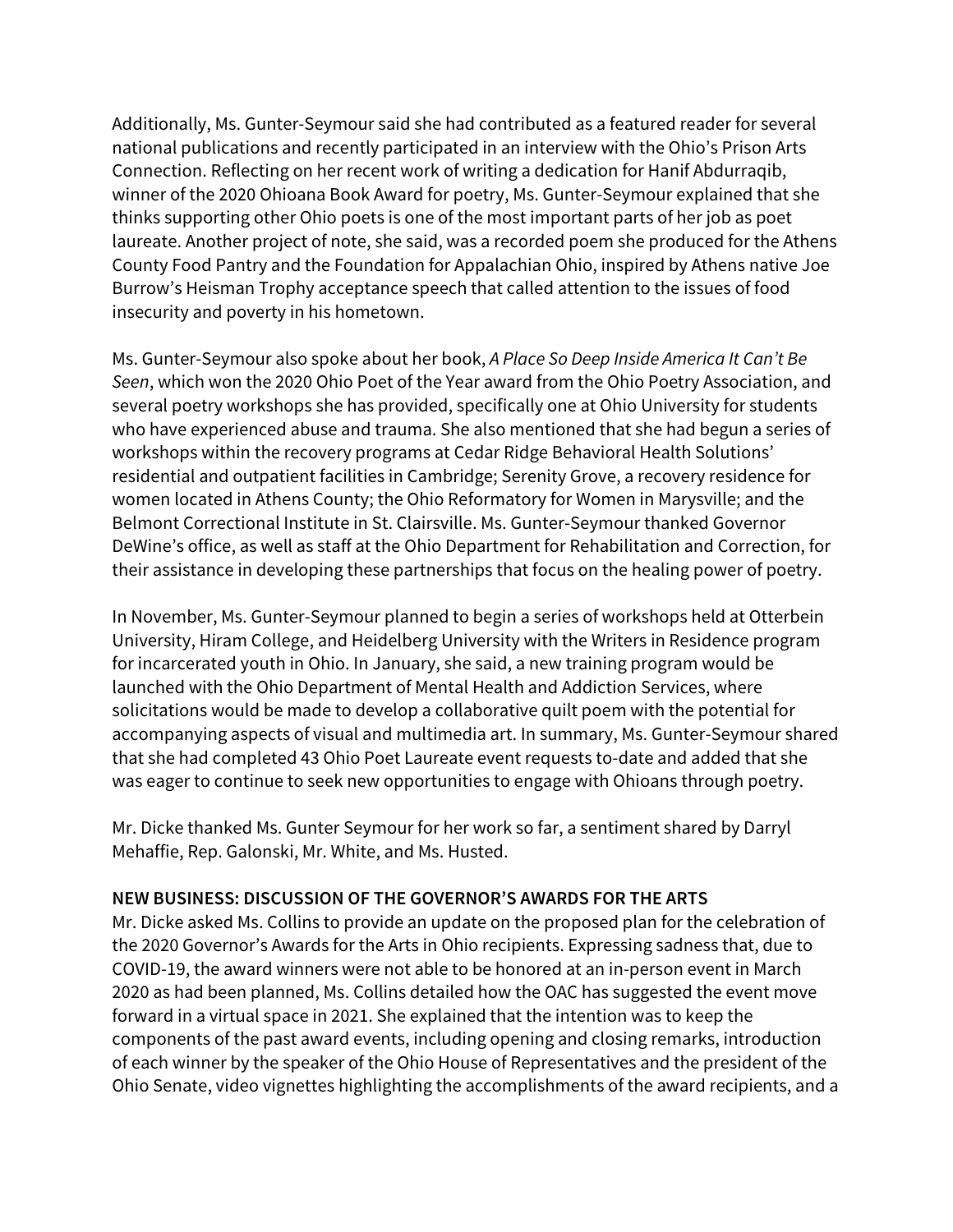Additionally, Ms. Gunter-Seymour said she had contributed as a featured reader for several national publications and recently participated in an interview with the Ohio's Prison Arts Connection. Reflecting on her recent work of writing a dedication for Hanif Abdurraqib, winner of the 2020 Ohioana Book Award for poetry, Ms. Gunter-Seymour explained that she thinks supporting other Ohio poets is one of the most important parts of her job as poet laureate. Another project of note, she said, was a recorded poem she produced for the Athens County Food Pantry and the Foundation for Appalachian Ohio, inspired by Athens native Joe Burrow's Heisman Trophy acceptance speech that called attention to the issues of food insecurity and poverty in his hometown.

Ms. Gunter-Seymour also spoke about her book, *A Place So Deep Inside America It Can't Be Seen*, which won the 2020 Ohio Poet of the Year award from the Ohio Poetry Association, and several poetry workshops she has provided, specifically one at Ohio University for students who have experienced abuse and trauma. She also mentioned that she had begun a series of workshops within the recovery programs at Cedar Ridge Behavioral Health Solutions' residential and outpatient facilities in Cambridge; Serenity Grove, a recovery residence for women located in Athens County; the Ohio Reformatory for Women in Marysville; and the Belmont Correctional Institute in St. Clairsville. Ms. Gunter-Seymour thanked Governor DeWine's office, as well as staff at the Ohio Department for Rehabilitation and Correction, for their assistance in developing these partnerships that focus on the healing power of poetry.

In November, Ms. Gunter-Seymour planned to begin a series of workshops held at Otterbein University, Hiram College, and Heidelberg University with the Writers in Residence program for incarcerated youth in Ohio. In January, she said, a new training program would be launched with the Ohio Department of Mental Health and Addiction Services, where solicitations would be made to develop a collaborative quilt poem with the potential for accompanying aspects of visual and multimedia art. In summary, Ms. Gunter-Seymour shared that she had completed 43 Ohio Poet Laureate event requests to-date and added that she was eager to continue to seek new opportunities to engage with Ohioans through poetry.

Mr. Dicke thanked Ms. Gunter Seymour for her work so far, a sentiment shared by Darryl Mehaffie, Rep. Galonski, Mr. White, and Ms. Husted.

**NEW BUSINESS: DISCUSSION OF THE GOVERNOR'S AWARDS FOR THE ARTS**

Mr. Dicke asked Ms. Collins to provide an update on the proposed plan for the celebration of the 2020 Governor's Awards for the Arts in Ohio recipients. Expressing sadness that, due to COVID-19, the award winners were not able to be honored at an in-person event in March 2020 as had been planned, Ms. Collins detailed how the OAC has suggested the event move forward in a virtual space in 2021. She explained that the intention was to keep the components of the past award events, including opening and closing remarks, introduction of each winner by the speaker of the Ohio House of Representatives and the president of the Ohio Senate, video vignettes highlighting the accomplishments of the award recipients, and a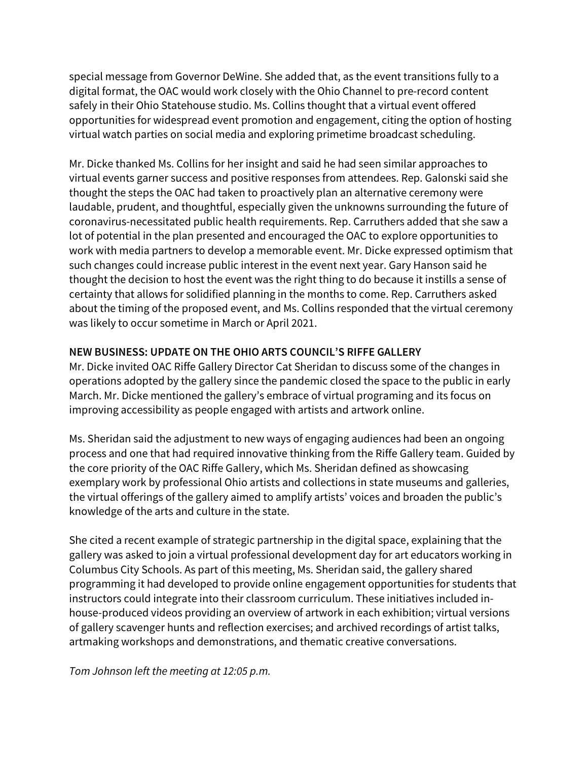special message from Governor DeWine. She added that, as the event transitions fully to a digital format, the OAC would work closely with the Ohio Channel to pre-record content safely in their Ohio Statehouse studio. Ms. Collins thought that a virtual event offered opportunities for widespread event promotion and engagement, citing the option of hosting virtual watch parties on social media and exploring primetime broadcast scheduling.

Mr. Dicke thanked Ms. Collins for her insight and said he had seen similar approaches to virtual events garner success and positive responses from attendees. Rep. Galonski said she thought the steps the OAC had taken to proactively plan an alternative ceremony were laudable, prudent, and thoughtful, especially given the unknowns surrounding the future of coronavirus-necessitated public health requirements. Rep. Carruthers added that she saw a lot of potential in the plan presented and encouraged the OAC to explore opportunities to work with media partners to develop a memorable event. Mr. Dicke expressed optimism that such changes could increase public interest in the event next year. Gary Hanson said he thought the decision to host the event was the right thing to do because it instills a sense of certainty that allows for solidified planning in the months to come. Rep. Carruthers asked about the timing of the proposed event, and Ms. Collins responded that the virtual ceremony was likely to occur sometime in March or April 2021.

**NEW BUSINESS: UPDATE ON THE OHIO ARTS COUNCIL'S RIFFE GALLERY**

Mr. Dicke invited OAC Riffe Gallery Director Cat Sheridan to discuss some of the changes in operations adopted by the gallery since the pandemic closed the space to the public in early March. Mr. Dicke mentioned the gallery's embrace of virtual programing and its focus on improving accessibility as people engaged with artists and artwork online.

Ms. Sheridan said the adjustment to new ways of engaging audiences had been an ongoing process and one that had required innovative thinking from the Riffe Gallery team. Guided by the core priority of the OAC Riffe Gallery, which Ms. Sheridan defined as showcasing exemplary work by professional Ohio artists and collections in state museums and galleries, the virtual offerings of the gallery aimed to amplify artists' voices and broaden the public's knowledge of the arts and culture in the state.

She cited a recent example of strategic partnership in the digital space, explaining that the gallery was asked to join a virtual professional development day for art educators working in Columbus City Schools. As part of this meeting, Ms. Sheridan said, the gallery shared programming it had developed to provide online engagement opportunities for students that instructors could integrate into their classroom curriculum. These initiatives included in-house-produced videos providing an overview of artwork in each exhibition; virtual versions of gallery scavenger hunts and reflection exercises; and archived recordings of artist talks, artmaking workshops and demonstrations, and thematic creative conversations.

*Tom Johnson left the meeting at 12:05 p.m.*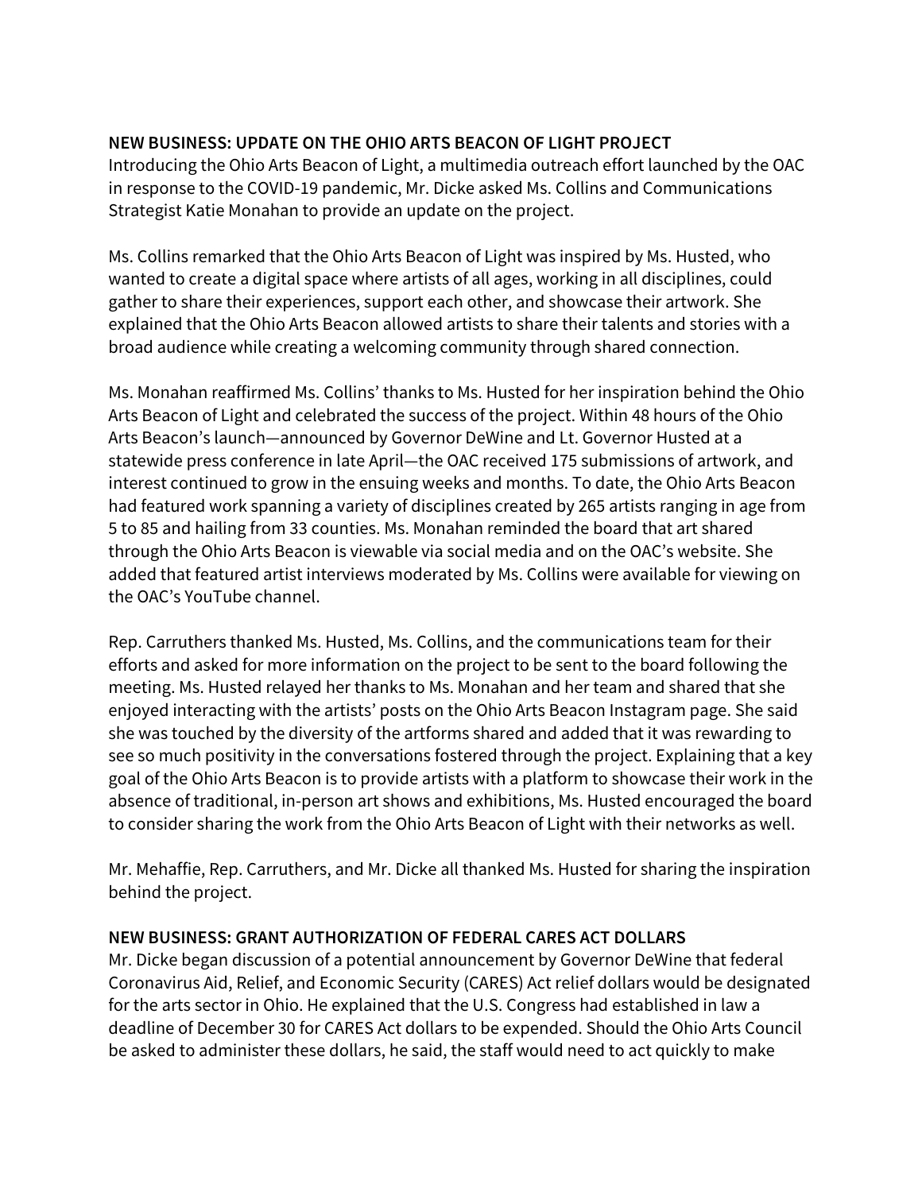**NEW BUSINESS: UPDATE ON THE OHIO ARTS BEACON OF LIGHT PROJECT**
Introducing the Ohio Arts Beacon of Light, a multimedia outreach effort launched by the OAC in response to the COVID-19 pandemic, Mr. Dicke asked Ms. Collins and Communications Strategist Katie Monahan to provide an update on the project.

Ms. Collins remarked that the Ohio Arts Beacon of Light was inspired by Ms. Husted, who wanted to create a digital space where artists of all ages, working in all disciplines, could gather to share their experiences, support each other, and showcase their artwork. She explained that the Ohio Arts Beacon allowed artists to share their talents and stories with a broad audience while creating a welcoming community through shared connection.

Ms. Monahan reaffirmed Ms. Collins' thanks to Ms. Husted for her inspiration behind the Ohio Arts Beacon of Light and celebrated the success of the project. Within 48 hours of the Ohio Arts Beacon's launch—announced by Governor DeWine and Lt. Governor Husted at a statewide press conference in late April—the OAC received 175 submissions of artwork, and interest continued to grow in the ensuing weeks and months. To date, the Ohio Arts Beacon had featured work spanning a variety of disciplines created by 265 artists ranging in age from 5 to 85 and hailing from 33 counties. Ms. Monahan reminded the board that art shared through the Ohio Arts Beacon is viewable via social media and on the OAC's website. She added that featured artist interviews moderated by Ms. Collins were available for viewing on the OAC's YouTube channel.

Rep. Carruthers thanked Ms. Husted, Ms. Collins, and the communications team for their efforts and asked for more information on the project to be sent to the board following the meeting. Ms. Husted relayed her thanks to Ms. Monahan and her team and shared that she enjoyed interacting with the artists' posts on the Ohio Arts Beacon Instagram page. She said she was touched by the diversity of the artforms shared and added that it was rewarding to see so much positivity in the conversations fostered through the project. Explaining that a key goal of the Ohio Arts Beacon is to provide artists with a platform to showcase their work in the absence of traditional, in-person art shows and exhibitions, Ms. Husted encouraged the board to consider sharing the work from the Ohio Arts Beacon of Light with their networks as well.

Mr. Mehaffie, Rep. Carruthers, and Mr. Dicke all thanked Ms. Husted for sharing the inspiration behind the project.

**NEW BUSINESS: GRANT AUTHORIZATION OF FEDERAL CARES ACT DOLLARS**
Mr. Dicke began discussion of a potential announcement by Governor DeWine that federal Coronavirus Aid, Relief, and Economic Security (CARES) Act relief dollars would be designated for the arts sector in Ohio. He explained that the U.S. Congress had established in law a deadline of December 30 for CARES Act dollars to be expended. Should the Ohio Arts Council be asked to administer these dollars, he said, the staff would need to act quickly to make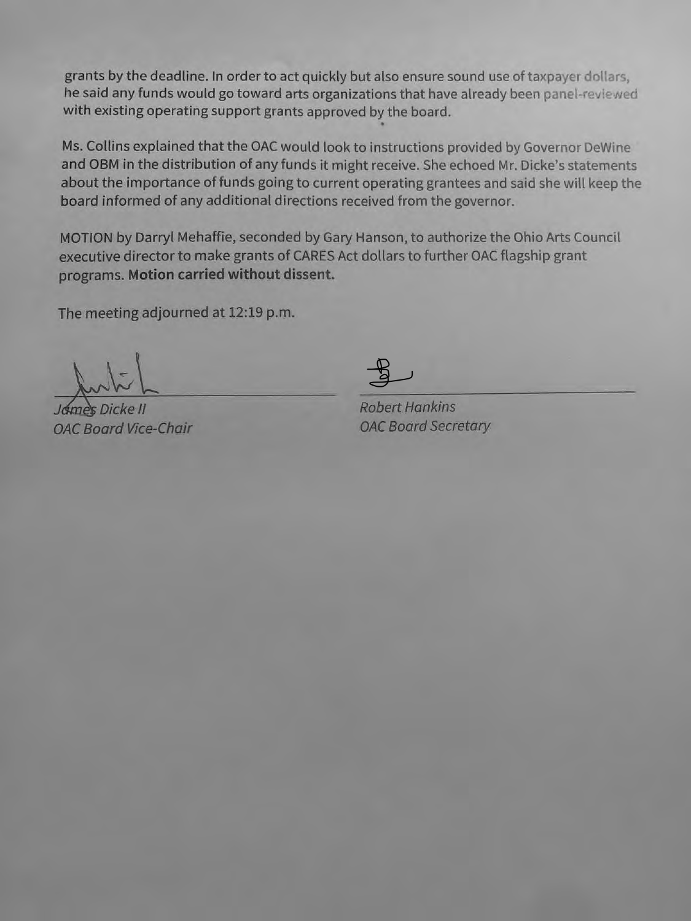grants by the deadline. In order to act quickly but also ensure sound use of taxpayer dollars, he said any funds would go toward arts organizations that have already been panel-reviewed with existing operating support grants approved by the board.

Ms. Collins explained that the OAC would look to instructions provided by Governor DeWine and OBM in the distribution of any funds it might receive. She echoed Mr. Dicke's statements about the importance of funds going to current operating grantees and said she will keep the board informed of any additional directions received from the governor.

MOTION by Darryl Mehaffie, seconded by Gary Hanson, to authorize the Ohio Arts Council executive director to make grants of CARES Act dollars to further OAC flagship grant programs. **Motion carried without dissent.**

The meeting adjourned at 12:19 p.m.

*James Dicke II*
*OAC Board Vice-Chair*

*Robert Hankins*
*OAC Board Secretary*